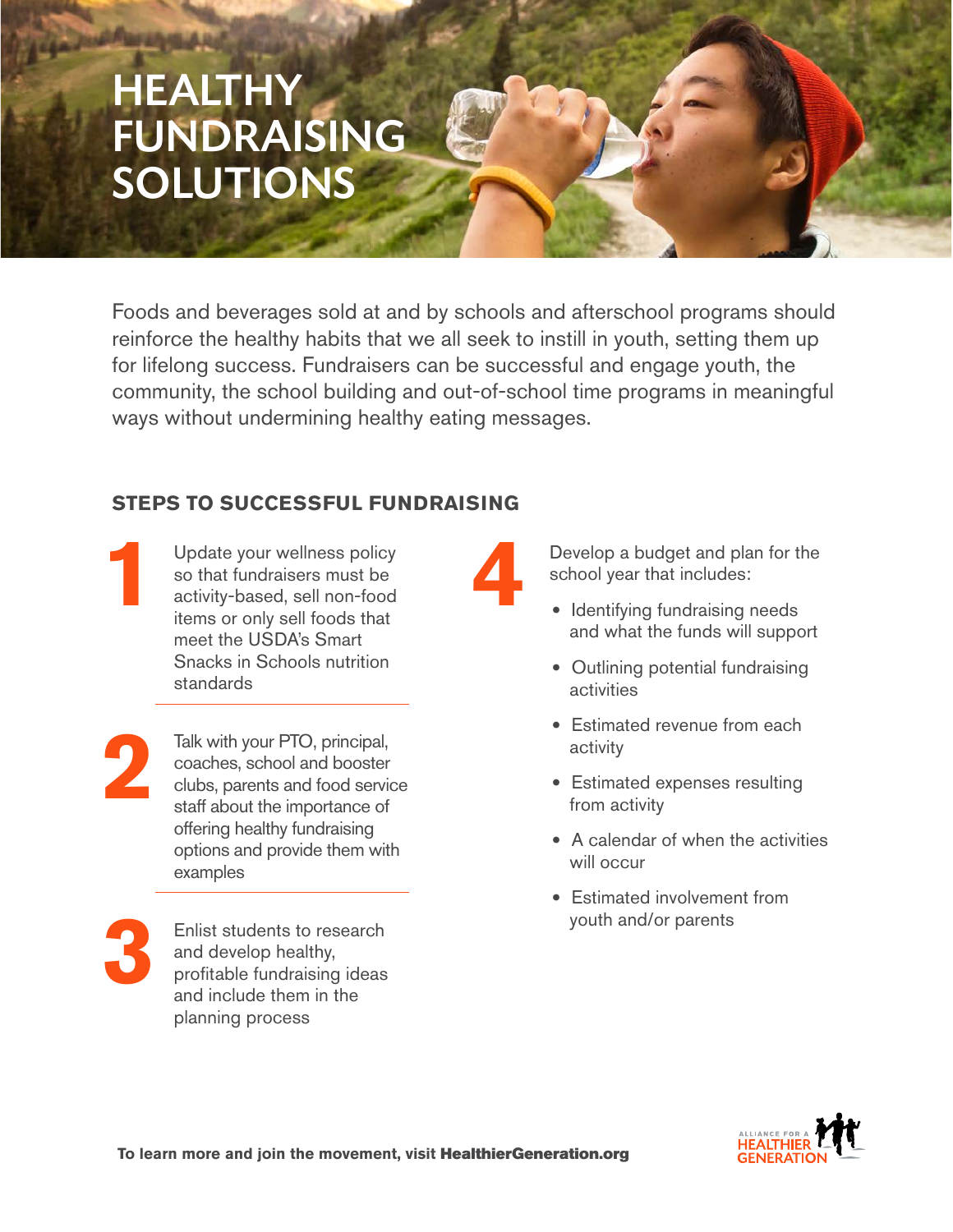# HEALTHY FUNDRAISING SOLUTIONS

Foods and beverages sold at and by schools and afterschool programs should reinforce the healthy habits that we all seek to instill in youth, setting them up for lifelong success. Fundraisers can be successful and engage youth, the community, the school building and out-of-school time programs in meaningful ways without undermining healthy eating messages.

## STEPS TO SUCCESSFUL FUNDRAISING

**1** Update your wellness policy so that fundraisers must be activity-based, sell non-food items or only sell foods that meet the USDA's Smart Snacks in Schools nutrition standards

**2** Talk with your PTO, principal, coaches, school and booster clubs, parents and food service staff about the importance of offering healthy fundraising options and provide them with examples

**3** Enlist students to research and develop healthy, profitable fundraising ideas and include them in the planning process

**4** Develop a budget and plan for the school year that includes:

- Identifying fundraising needs and what the funds will support
- Outlining potential fundraising activities
- Estimated revenue from each activity
- Estimated expenses resulting from activity
- A calendar of when the activities will occur
- Estimated involvement from youth and/or parents

**To learn more and join the movement, visit HealthierGeneration.org**

ALLIANCE FOR A HEALTHIER GENERATION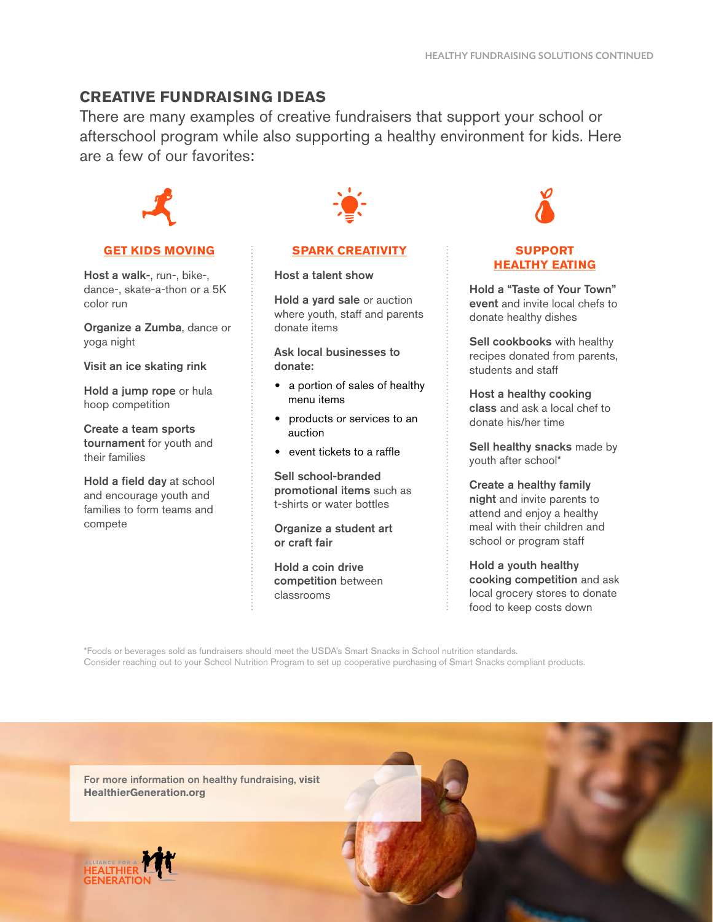## CREATIVE FUNDRAISING IDEAS

There are many examples of creative fundraisers that support your school or afterschool program while also supporting a healthy environment for kids. Here are a few of our favorites:

### GET KIDS MOVING

**Host a walk-**, run-, bike-, dance-, skate-a-thon or a 5K color run

**Organize a Zumba**, dance or yoga night

**Visit an ice skating rink**

**Hold a jump rope** or hula hoop competition

**Create a team sports tournament** for youth and their families

**Hold a field day** at school and encourage youth and families to form teams and compete

### SPARK CREATIVITY

**Host a talent show**

**Hold a yard sale** or auction where youth, staff and parents donate items

**Ask local businesses to donate:**

- a portion of sales of healthy menu items
- products or services to an auction
- event tickets to a raffle

**Sell school-branded promotional items** such as t-shirts or water bottles

**Organize a student art or craft fair**

**Hold a coin drive competition** between classrooms

### SUPPORT HEALTHY EATING

**Hold a "Taste of Your Town" event** and invite local chefs to donate healthy dishes

**Sell cookbooks** with healthy recipes donated from parents, students and staff

**Host a healthy cooking class** and ask a local chef to donate his/her time

**Sell healthy snacks** made by youth after school*

**Create a healthy family night** and invite parents to attend and enjoy a healthy meal with their children and school or program staff

**Hold a youth healthy cooking competition** and ask local grocery stores to donate food to keep costs down

*Foods or beverages sold as fundraisers should meet the USDA's Smart Snacks in School nutrition standards. Consider reaching out to your School Nutrition Program to set up cooperative purchasing of Smart Snacks compliant products.

**For more information on healthy fundraising, visit HealthierGeneration.org**

ALLIANCE FOR A HEALTHIER GENERATION